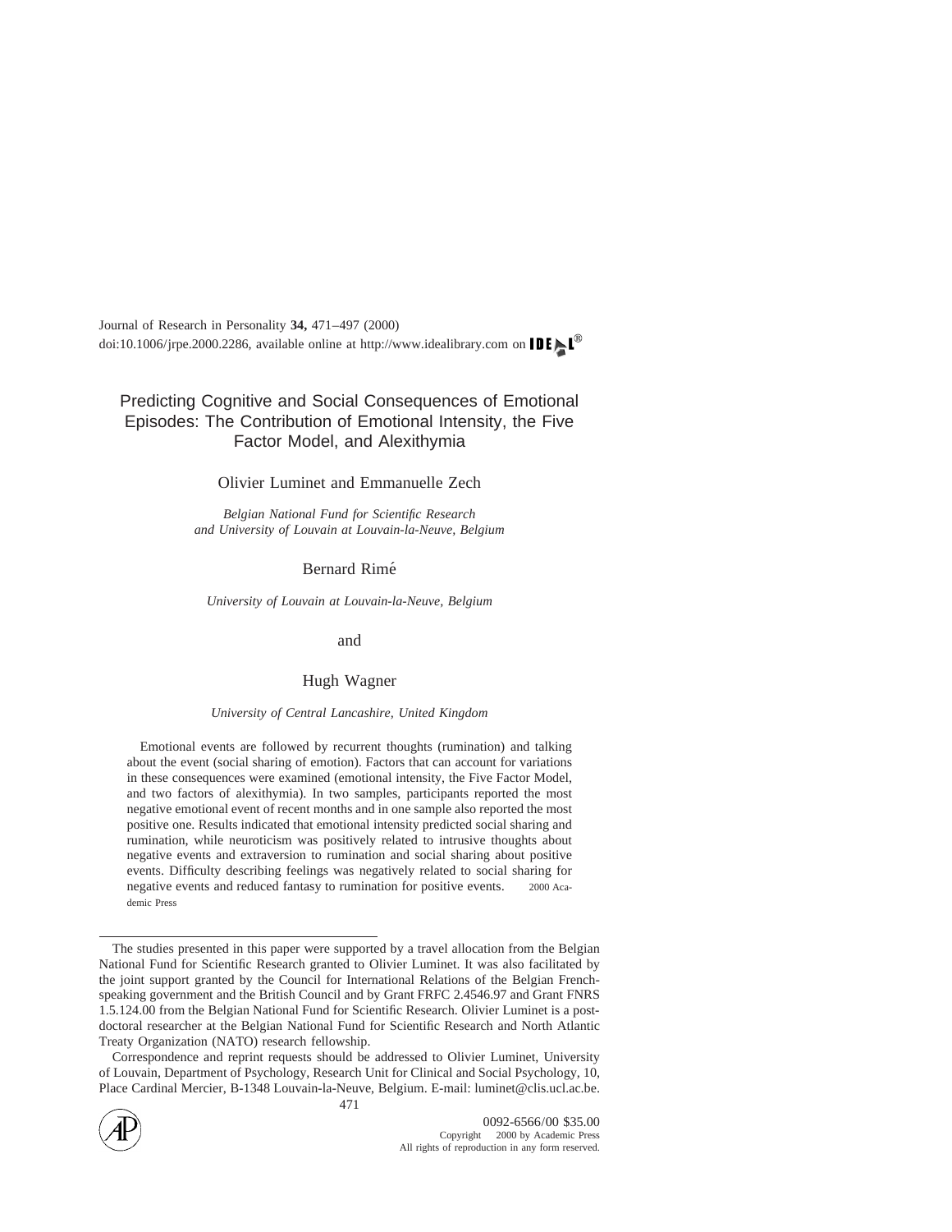Journal of Research in Personality **34,** 471–497 (2000)
doi:10.1006/jrpe.2000.2286, available online at http://www.idealibrary.com on IDEAL®

# Predicting Cognitive and Social Consequences of Emotional Episodes: The Contribution of Emotional Intensity, the Five Factor Model, and Alexithymia

Olivier Luminet and Emmanuelle Zech

*Belgian National Fund for Scientific Research and University of Louvain at Louvain-la-Neuve, Belgium*

Bernard Rimé

*University of Louvain at Louvain-la-Neuve, Belgium*

and

Hugh Wagner

*University of Central Lancashire, United Kingdom*

Emotional events are followed by recurrent thoughts (rumination) and talking about the event (social sharing of emotion). Factors that can account for variations in these consequences were examined (emotional intensity, the Five Factor Model, and two factors of alexithymia). In two samples, participants reported the most negative emotional event of recent months and in one sample also reported the most positive one. Results indicated that emotional intensity predicted social sharing and rumination, while neuroticism was positively related to intrusive thoughts about negative events and extraversion to rumination and social sharing about positive events. Difficulty describing feelings was negatively related to social sharing for negative events and reduced fantasy to rumination for positive events. © 2000 Academic Press

---

The studies presented in this paper were supported by a travel allocation from the Belgian National Fund for Scientific Research granted to Olivier Luminet. It was also facilitated by the joint support granted by the Council for International Relations of the Belgian French-speaking government and the British Council and by Grant FRFC 2.4546.97 and Grant FNRS 1.5.124.00 from the Belgian National Fund for Scientific Research. Olivier Luminet is a post-doctoral researcher at the Belgian National Fund for Scientific Research and North Atlantic Treaty Organization (NATO) research fellowship.

Correspondence and reprint requests should be addressed to Olivier Luminet, University of Louvain, Department of Psychology, Research Unit for Clinical and Social Psychology, 10, Place Cardinal Mercier, B-1348 Louvain-la-Neuve, Belgium. E-mail: luminet@clis.ucl.ac.be.

0092-6566/00 $35.00
Copyright © 2000 by Academic Press
All rights of reproduction in any form reserved.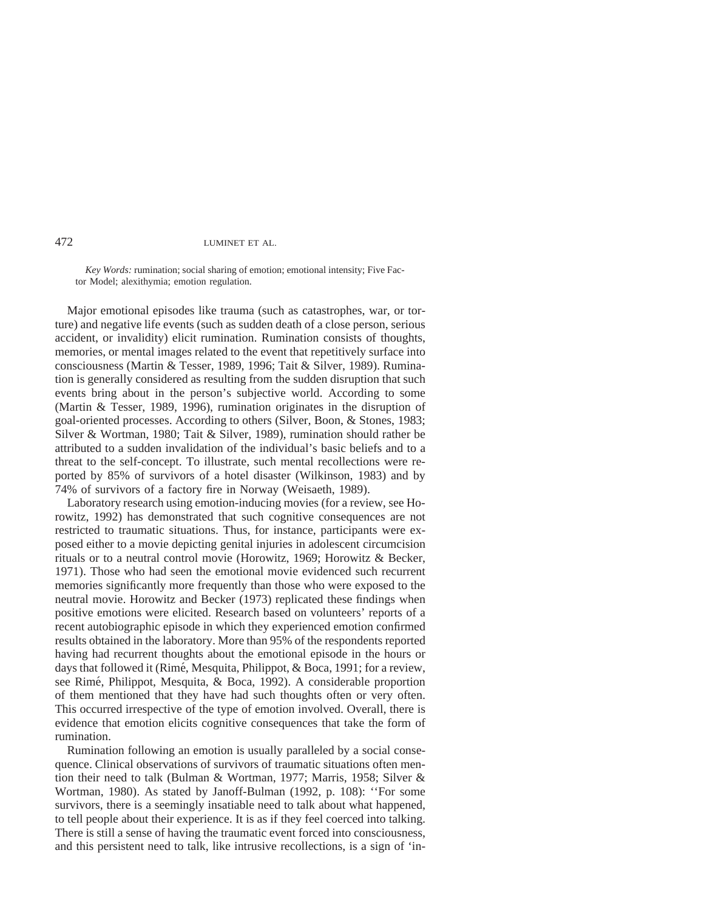*Key Words:* rumination; social sharing of emotion; emotional intensity; Five Factor Model; alexithymia; emotion regulation.

Major emotional episodes like trauma (such as catastrophes, war, or torture) and negative life events (such as sudden death of a close person, serious accident, or invalidity) elicit rumination. Rumination consists of thoughts, memories, or mental images related to the event that repetitively surface into consciousness (Martin & Tesser, 1989, 1996; Tait & Silver, 1989). Rumination is generally considered as resulting from the sudden disruption that such events bring about in the person's subjective world. According to some (Martin & Tesser, 1989, 1996), rumination originates in the disruption of goal-oriented processes. According to others (Silver, Boon, & Stones, 1983; Silver & Wortman, 1980; Tait & Silver, 1989), rumination should rather be attributed to a sudden invalidation of the individual's basic beliefs and to a threat to the self-concept. To illustrate, such mental recollections were reported by 85% of survivors of a hotel disaster (Wilkinson, 1983) and by 74% of survivors of a factory fire in Norway (Weisaeth, 1989).

Laboratory research using emotion-inducing movies (for a review, see Horowitz, 1992) has demonstrated that such cognitive consequences are not restricted to traumatic situations. Thus, for instance, participants were exposed either to a movie depicting genital injuries in adolescent circumcision rituals or to a neutral control movie (Horowitz, 1969; Horowitz & Becker, 1971). Those who had seen the emotional movie evidenced such recurrent memories significantly more frequently than those who were exposed to the neutral movie. Horowitz and Becker (1973) replicated these findings when positive emotions were elicited. Research based on volunteers' reports of a recent autobiographic episode in which they experienced emotion confirmed results obtained in the laboratory. More than 95% of the respondents reported having had recurrent thoughts about the emotional episode in the hours or days that followed it (Rimé, Mesquita, Philippot, & Boca, 1991; for a review, see Rimé, Philippot, Mesquita, & Boca, 1992). A considerable proportion of them mentioned that they have had such thoughts often or very often. This occurred irrespective of the type of emotion involved. Overall, there is evidence that emotion elicits cognitive consequences that take the form of rumination.

Rumination following an emotion is usually paralleled by a social consequence. Clinical observations of survivors of traumatic situations often mention their need to talk (Bulman & Wortman, 1977; Marris, 1958; Silver & Wortman, 1980). As stated by Janoff-Bulman (1992, p. 108): ''For some survivors, there is a seemingly insatiable need to talk about what happened, to tell people about their experience. It is as if they feel coerced into talking. There is still a sense of having the traumatic event forced into consciousness, and this persistent need to talk, like intrusive recollections, is a sign of 'in-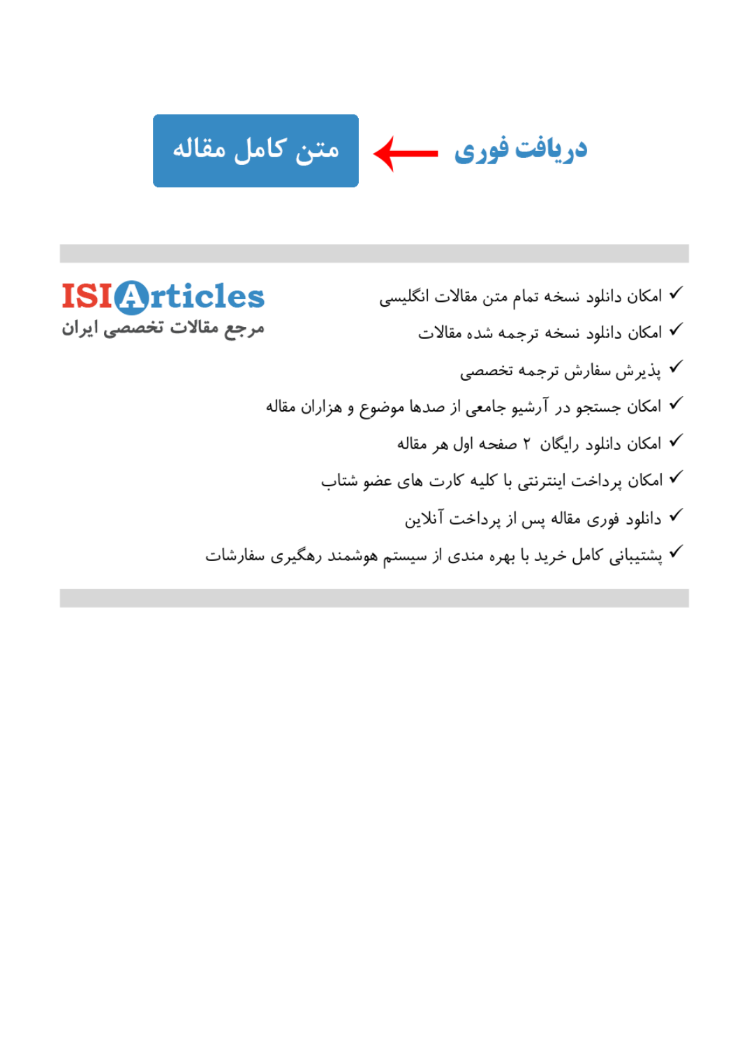دریافت فوری ← **متن کامل مقاله**

**ISIArticles**
مرجع مقالات تخصصی ایران

- ✓ امکان دانلود نسخه تمام متن مقالات انگلیسی
- ✓ امکان دانلود نسخه ترجمه شده مقالات
- ✓ پذیرش سفارش ترجمه تخصصی
- ✓ امکان جستجو در آرشیو جامعی از صدها موضوع و هزاران مقاله
- ✓ امکان دانلود رایگان ۲ صفحه اول هر مقاله
- ✓ امکان پرداخت اینترنتی با کلیه کارت های عضو شتاب
- ✓ دانلود فوری مقاله پس از پرداخت آنلاین
- ✓ پشتیبانی کامل خرید با بهره مندی از سیستم هوشمند رهگیری سفارشات